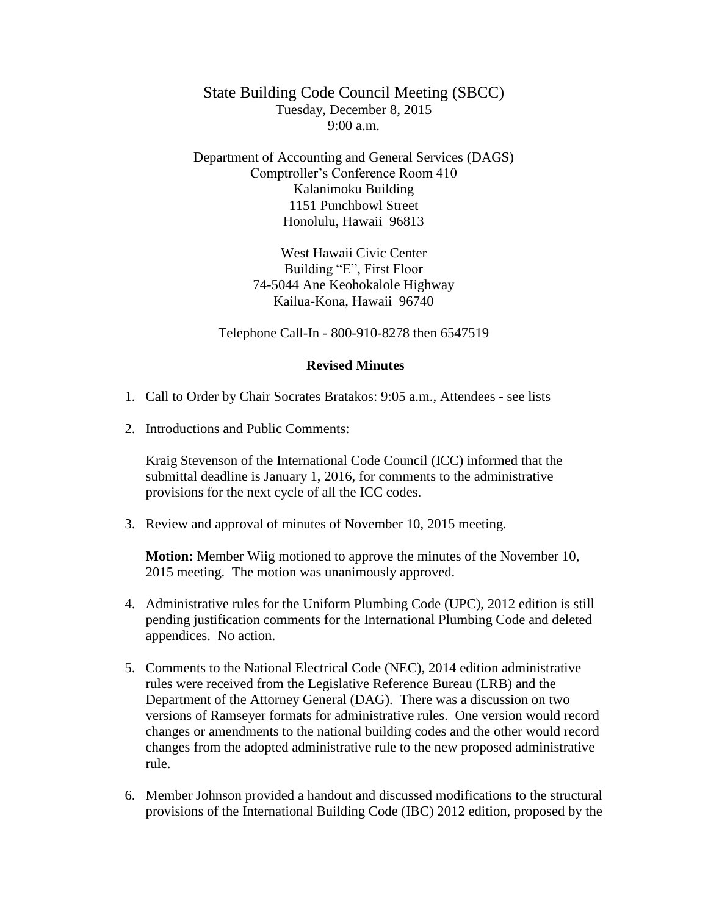# State Building Code Council Meeting (SBCC)

Tuesday, December 8, 2015
9:00 a.m.

Department of Accounting and General Services (DAGS)
Comptroller's Conference Room 410
Kalanimoku Building
1151 Punchbowl Street
Honolulu, Hawaii 96813

West Hawaii Civic Center
Building "E", First Floor
74-5044 Ane Keohokalole Highway
Kailua-Kona, Hawaii 96740

Telephone Call-In - 800-910-8278 then 6547519

**Revised Minutes**

1. Call to Order by Chair Socrates Bratakos: 9:05 a.m., Attendees - see lists

2. Introductions and Public Comments:

   Kraig Stevenson of the International Code Council (ICC) informed that the submittal deadline is January 1, 2016, for comments to the administrative provisions for the next cycle of all the ICC codes.

3. Review and approval of minutes of November 10, 2015 meeting.

   **Motion:** Member Wiig motioned to approve the minutes of the November 10, 2015 meeting. The motion was unanimously approved.

4. Administrative rules for the Uniform Plumbing Code (UPC), 2012 edition is still pending justification comments for the International Plumbing Code and deleted appendices. No action.

5. Comments to the National Electrical Code (NEC), 2014 edition administrative rules were received from the Legislative Reference Bureau (LRB) and the Department of the Attorney General (DAG). There was a discussion on two versions of Ramseyer formats for administrative rules. One version would record changes or amendments to the national building codes and the other would record changes from the adopted administrative rule to the new proposed administrative rule.

6. Member Johnson provided a handout and discussed modifications to the structural provisions of the International Building Code (IBC) 2012 edition, proposed by the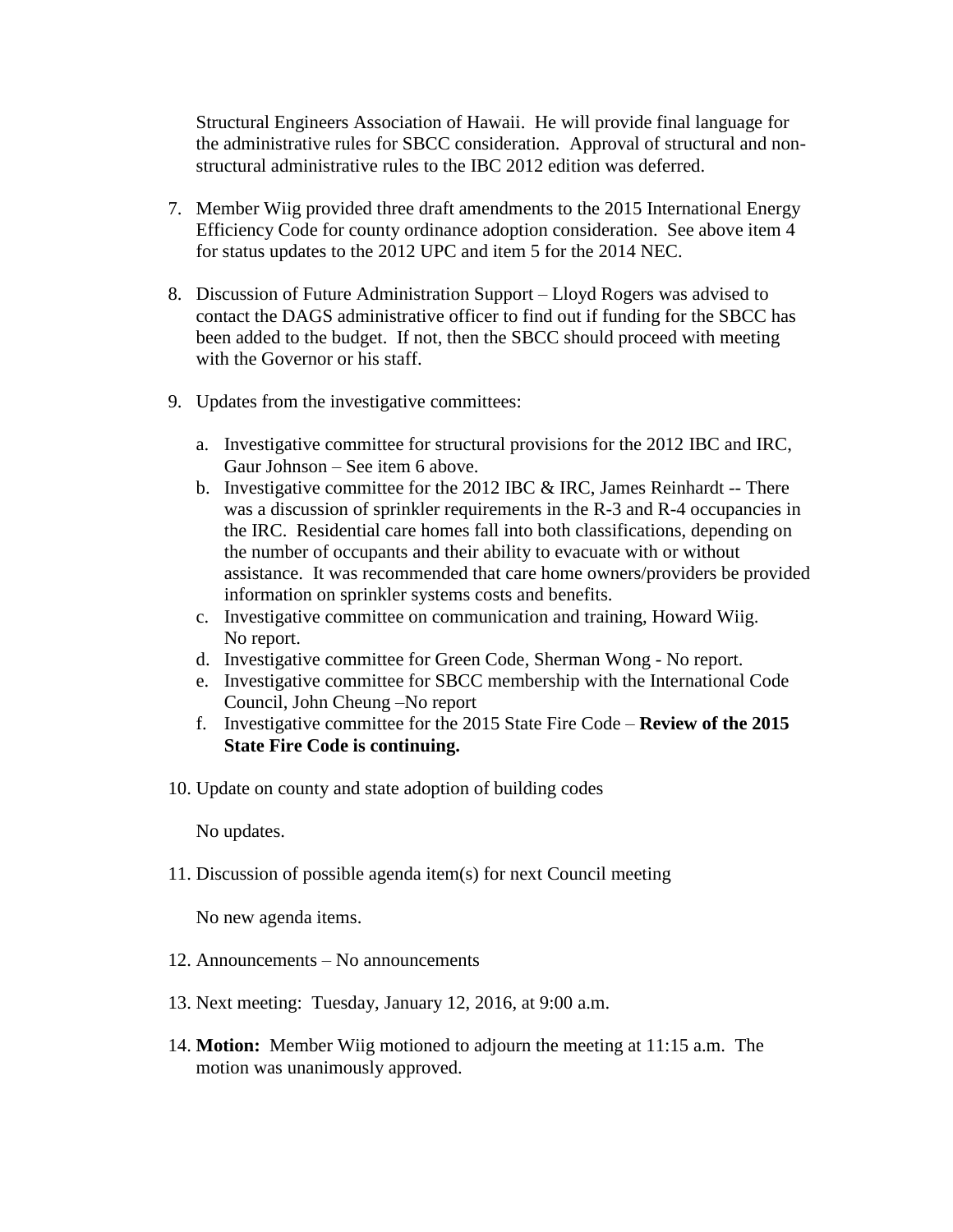Structural Engineers Association of Hawaii. He will provide final language for the administrative rules for SBCC consideration. Approval of structural and non-structural administrative rules to the IBC 2012 edition was deferred.

7. Member Wiig provided three draft amendments to the 2015 International Energy Efficiency Code for county ordinance adoption consideration. See above item 4 for status updates to the 2012 UPC and item 5 for the 2014 NEC.

8. Discussion of Future Administration Support – Lloyd Rogers was advised to contact the DAGS administrative officer to find out if funding for the SBCC has been added to the budget. If not, then the SBCC should proceed with meeting with the Governor or his staff.

9. Updates from the investigative committees:

   a. Investigative committee for structural provisions for the 2012 IBC and IRC, Gaur Johnson – See item 6 above.
   b. Investigative committee for the 2012 IBC & IRC, James Reinhardt -- There was a discussion of sprinkler requirements in the R-3 and R-4 occupancies in the IRC. Residential care homes fall into both classifications, depending on the number of occupants and their ability to evacuate with or without assistance. It was recommended that care home owners/providers be provided information on sprinkler systems costs and benefits.
   c. Investigative committee on communication and training, Howard Wiig. No report.
   d. Investigative committee for Green Code, Sherman Wong - No report.
   e. Investigative committee for SBCC membership with the International Code Council, John Cheung –No report
   f. Investigative committee for the 2015 State Fire Code – **Review of the 2015 State Fire Code is continuing.**

10. Update on county and state adoption of building codes

    No updates.

11. Discussion of possible agenda item(s) for next Council meeting

    No new agenda items.

12. Announcements – No announcements

13. Next meeting: Tuesday, January 12, 2016, at 9:00 a.m.

14. **Motion:** Member Wiig motioned to adjourn the meeting at 11:15 a.m. The motion was unanimously approved.